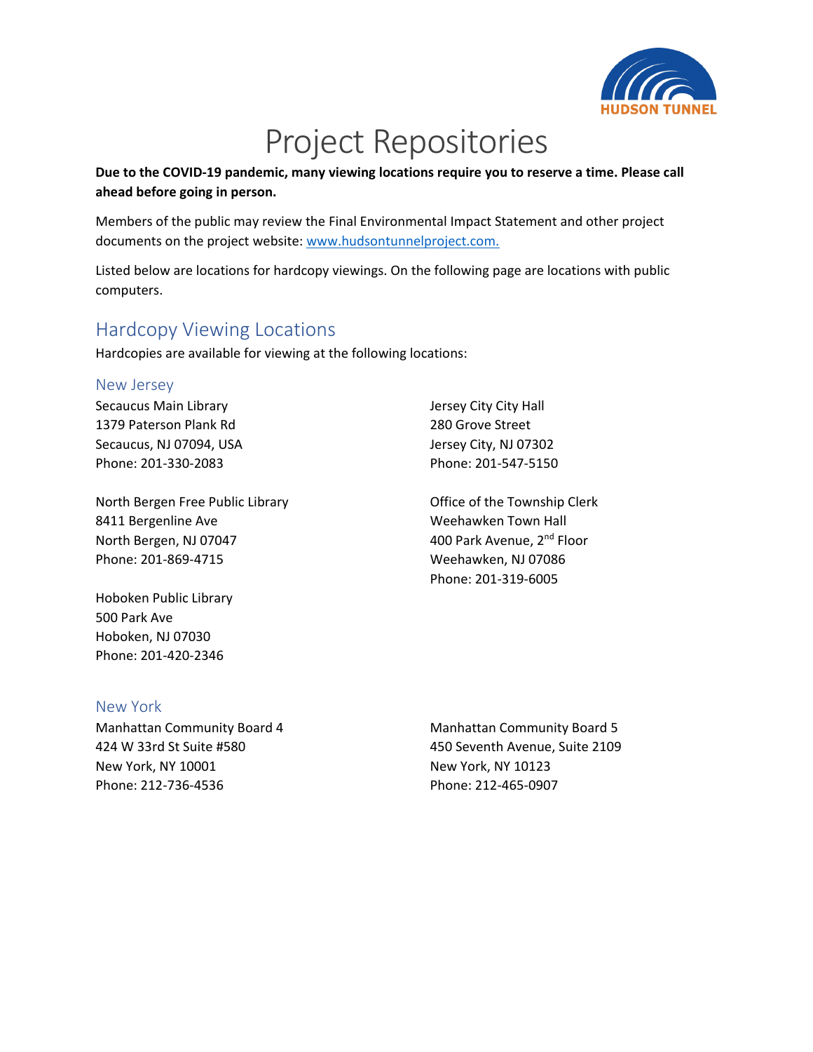# Project Repositories

**Due to the COVID-19 pandemic, many viewing locations require you to reserve a time. Please call ahead before going in person.**

Members of the public may review the Final Environmental Impact Statement and other project documents on the project website: [www.hudsontunnelproject.com.](http://www.hudsontunnelproject.com)

Listed below are locations for hardcopy viewings. On the following page are locations with public computers.

## Hardcopy Viewing Locations

Hardcopies are available for viewing at the following locations:

### New Jersey

Secaucus Main Library
1379 Paterson Plank Rd
Secaucus, NJ 07094, USA
Phone: 201-330-2083

North Bergen Free Public Library
8411 Bergenline Ave
North Bergen, NJ 07047
Phone: 201-869-4715

Hoboken Public Library
500 Park Ave
Hoboken, NJ 07030
Phone: 201-420-2346

Jersey City City Hall
280 Grove Street
Jersey City, NJ 07302
Phone: 201-547-5150

Office of the Township Clerk
Weehawken Town Hall
400 Park Avenue, 2nd Floor
Weehawken, NJ 07086
Phone: 201-319-6005

### New York

Manhattan Community Board 4
424 W 33rd St Suite #580
New York, NY 10001
Phone: 212-736-4536

Manhattan Community Board 5
450 Seventh Avenue, Suite 2109
New York, NY 10123
Phone: 212-465-0907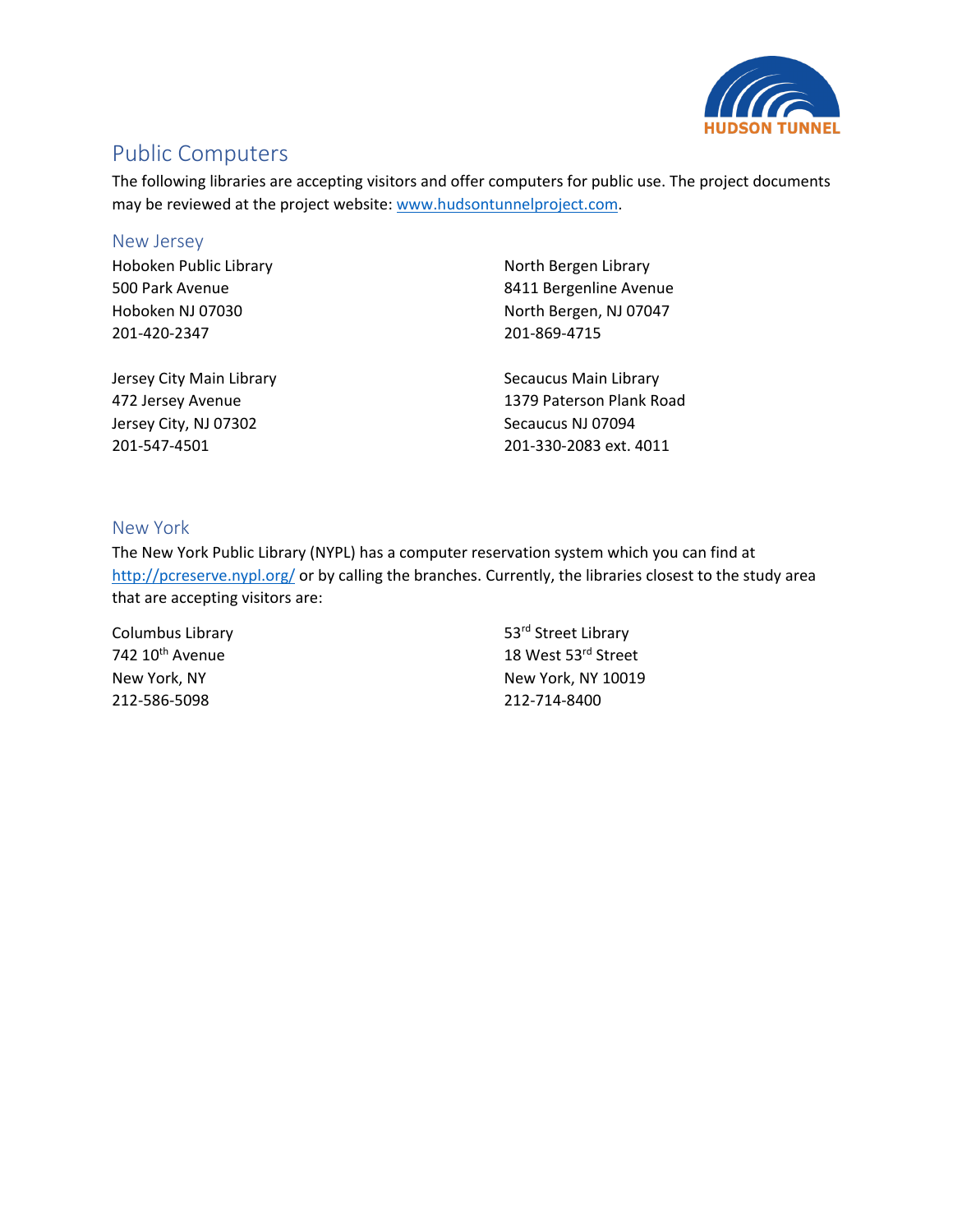## Public Computers

The following libraries are accepting visitors and offer computers for public use. The project documents may be reviewed at the project website: www.hudsontunnelproject.com.

### New Jersey

Hoboken Public Library
500 Park Avenue
Hoboken NJ 07030
201-420-2347

Jersey City Main Library
472 Jersey Avenue
Jersey City, NJ 07302
201-547-4501

North Bergen Library
8411 Bergenline Avenue
North Bergen, NJ 07047
201-869-4715

Secaucus Main Library
1379 Paterson Plank Road
Secaucus NJ 07094
201-330-2083 ext. 4011

### New York

The New York Public Library (NYPL) has a computer reservation system which you can find at http://pcreserve.nypl.org/ or by calling the branches. Currently, the libraries closest to the study area that are accepting visitors are:

Columbus Library
742 10th Avenue
New York, NY
212-586-5098

53rd Street Library
18 West 53rd Street
New York, NY 10019
212-714-8400